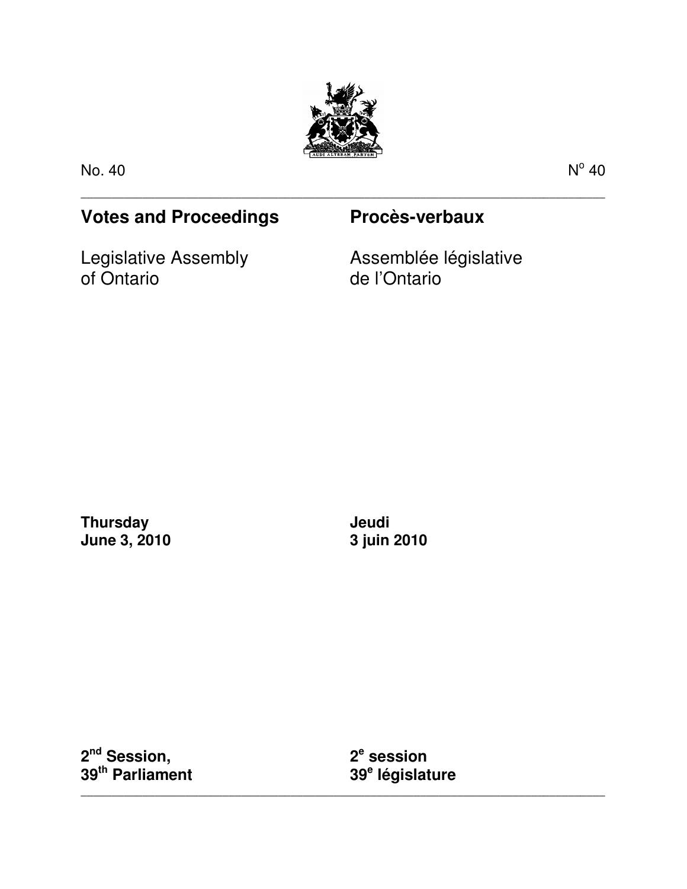No. 40

N° 40

## Votes and Proceedings

Legislative Assembly
of Ontario

## Procès-verbaux

Assemblée législative
de l'Ontario

**Thursday**
**June 3, 2010**

**Jeudi**
**3 juin 2010**

**2nd Session,**
**39th Parliament**

**2e session**
**39e législature**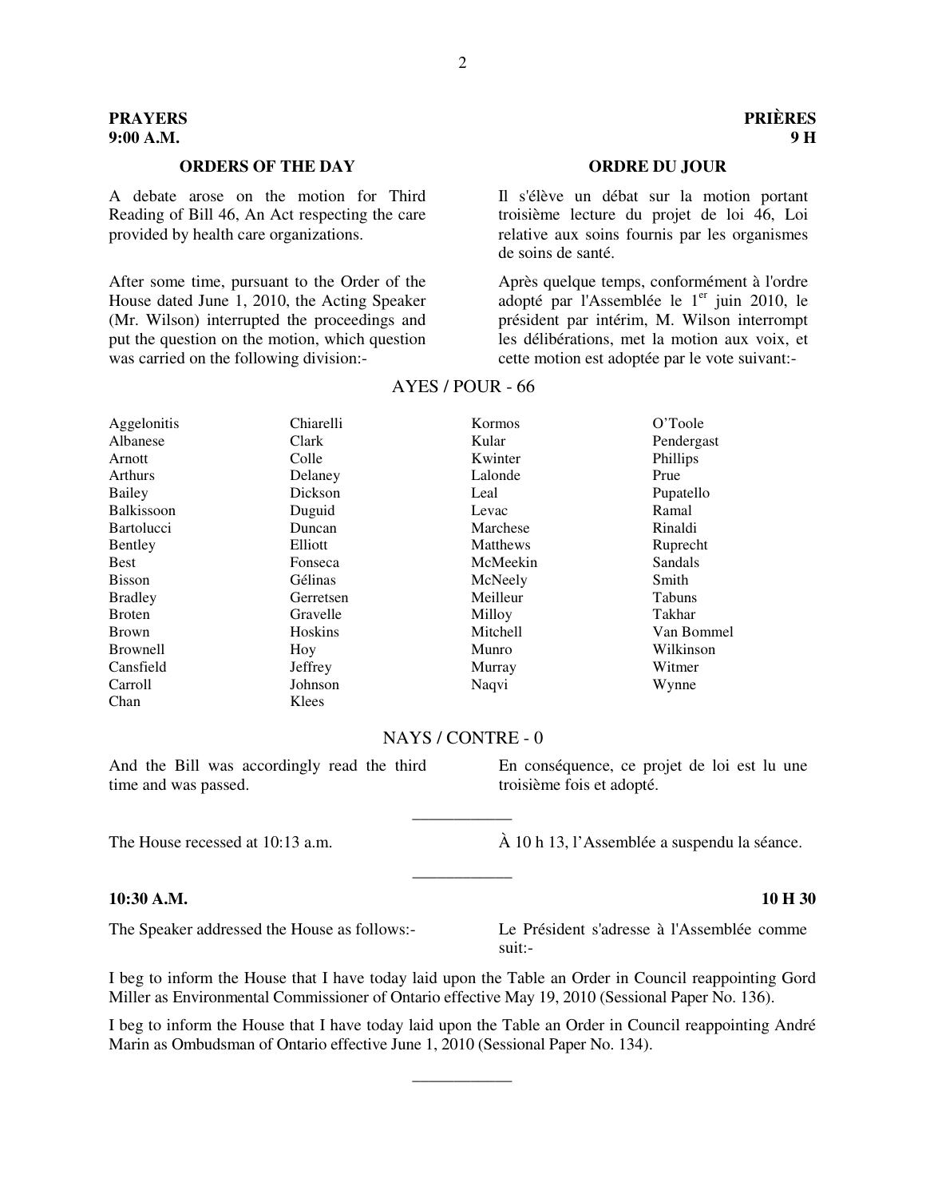**PRAYERS**
**9:00 A.M.**

**PRIÈRES**
**9 H**

**ORDERS OF THE DAY**

A debate arose on the motion for Third Reading of Bill 46, An Act respecting the care provided by health care organizations.

After some time, pursuant to the Order of the House dated June 1, 2010, the Acting Speaker (Mr. Wilson) interrupted the proceedings and put the question on the motion, which question was carried on the following division:-

**ORDRE DU JOUR**

Il s'élève un débat sur la motion portant troisième lecture du projet de loi 46, Loi relative aux soins fournis par les organismes de soins de santé.

Après quelque temps, conformément à l'ordre adopté par l'Assemblée le 1er juin 2010, le président par intérim, M. Wilson interrompt les délibérations, met la motion aux voix, et cette motion est adoptée par le vote suivant:-

AYES / POUR - 66

| | | | |
|---|---|---|---|
| Aggelonitis | Chiarelli | Kormos | O'Toole |
| Albanese | Clark | Kular | Pendergast |
| Arnott | Colle | Kwinter | Phillips |
| Arthurs | Delaney | Lalonde | Prue |
| Bailey | Dickson | Leal | Pupatello |
| Balkissoon | Duguid | Levac | Ramal |
| Bartolucci | Duncan | Marchese | Rinaldi |
| Bentley | Elliott | Matthews | Ruprecht |
| Best | Fonseca | McMeekin | Sandals |
| Bisson | Gélinas | McNeely | Smith |
| Bradley | Gerretsen | Meilleur | Tabuns |
| Broten | Gravelle | Milloy | Takhar |
| Brown | Hoskins | Mitchell | Van Bommel |
| Brownell | Hoy | Munro | Wilkinson |
| Cansfield | Jeffrey | Murray | Witmer |
| Carroll | Johnson | Naqvi | Wynne |
| Chan | Klees | | |

NAYS / CONTRE - 0

And the Bill was accordingly read the third time and was passed.

En conséquence, ce projet de loi est lu une troisième fois et adopté.

___________

The House recessed at 10:13 a.m.

À 10 h 13, l'Assemblée a suspendu la séance.

___________

**10:30 A.M.**

**10 H 30**

The Speaker addressed the House as follows:-

Le Président s'adresse à l'Assemblée comme suit:-

I beg to inform the House that I have today laid upon the Table an Order in Council reappointing Gord Miller as Environmental Commissioner of Ontario effective May 19, 2010 (Sessional Paper No. 136).

I beg to inform the House that I have today laid upon the Table an Order in Council reappointing André Marin as Ombudsman of Ontario effective June 1, 2010 (Sessional Paper No. 134).

___________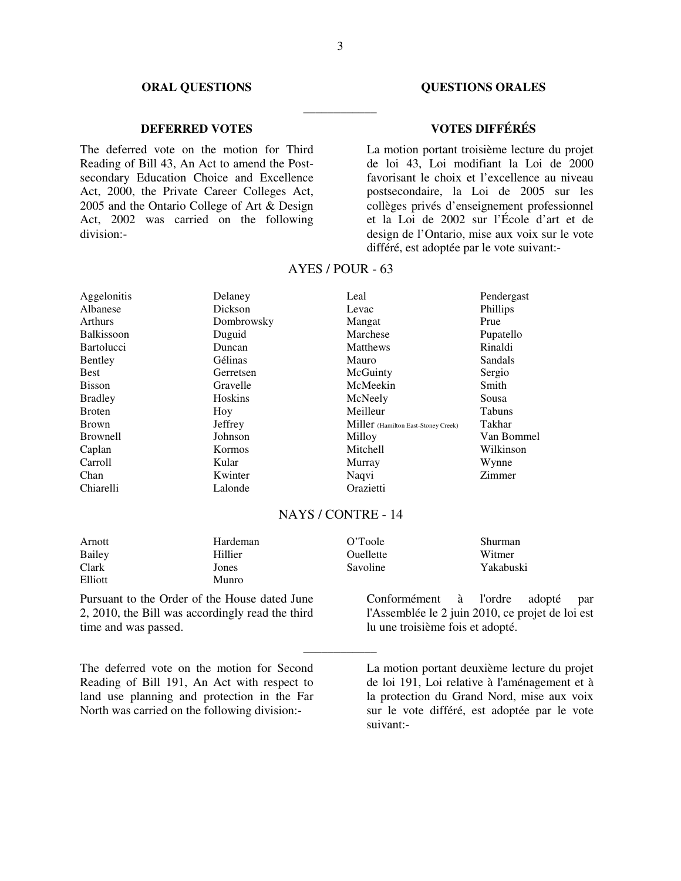**ORAL QUESTIONS** / **QUESTIONS ORALES**

---

**DEFERRED VOTES** / **VOTES DIFFÉRÉS**

The deferred vote on the motion for Third Reading of Bill 43, An Act to amend the Post-secondary Education Choice and Excellence Act, 2000, the Private Career Colleges Act, 2005 and the Ontario College of Art & Design Act, 2002 was carried on the following division:-

La motion portant troisième lecture du projet de loi 43, Loi modifiant la Loi de 2000 favorisant le choix et l'excellence au niveau postsecondaire, la Loi de 2005 sur les collèges privés d'enseignement professionnel et la Loi de 2002 sur l'École d'art et de design de l'Ontario, mise aux voix sur le vote différé, est adoptée par le vote suivant:-

AYES / POUR - 63

| | | | |
|---|---|---|---|
| Aggelonitis | Delaney | Leal | Pendergast |
| Albanese | Dickson | Levac | Phillips |
| Arthurs | Dombrowsky | Mangat | Prue |
| Balkissoon | Duguid | Marchese | Pupatello |
| Bartolucci | Duncan | Matthews | Rinaldi |
| Bentley | Gélinas | Mauro | Sandals |
| Best | Gerretsen | McGuinty | Sergio |
| Bisson | Gravelle | McMeekin | Smith |
| Bradley | Hoskins | McNeely | Sousa |
| Broten | Hoy | Meilleur | Tabuns |
| Brown | Jeffrey | Miller (Hamilton East-Stoney Creek) | Takhar |
| Brownell | Johnson | Milloy | Van Bommel |
| Caplan | Kormos | Mitchell | Wilkinson |
| Carroll | Kular | Murray | Wynne |
| Chan | Kwinter | Naqvi | Zimmer |
| Chiarelli | Lalonde | Orazietti | |

NAYS / CONTRE - 14

| | | | |
|---|---|---|---|
| Arnott | Hardeman | O'Toole | Shurman |
| Bailey | Hillier | Ouellette | Witmer |
| Clark | Jones | Savoline | Yakabuski |
| Elliott | Munro | | |

Pursuant to the Order of the House dated June 2, 2010, the Bill was accordingly read the third time and was passed.

Conformément à l'ordre adopté par l'Assemblée le 2 juin 2010, ce projet de loi est lu une troisième fois et adopté.

---

The deferred vote on the motion for Second Reading of Bill 191, An Act with respect to land use planning and protection in the Far North was carried on the following division:-

La motion portant deuxième lecture du projet de loi 191, Loi relative à l'aménagement et à la protection du Grand Nord, mise aux voix sur le vote différé, est adoptée par le vote suivant:-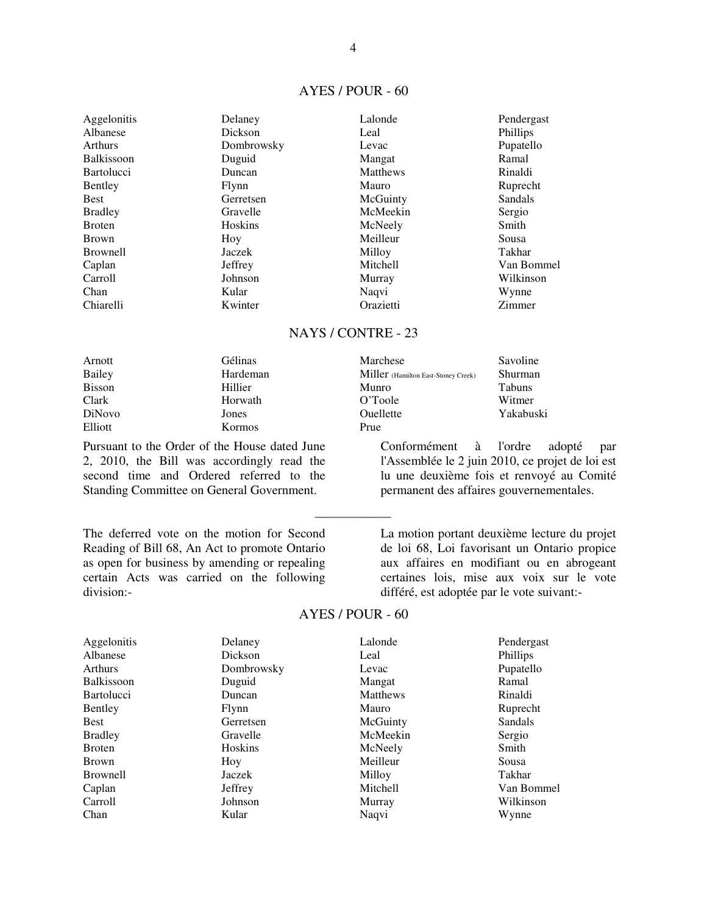## AYES / POUR - 60

| | | | |
|---|---|---|---|
| Aggelonitis | Delaney | Lalonde | Pendergast |
| Albanese | Dickson | Leal | Phillips |
| Arthurs | Dombrowsky | Levac | Pupatello |
| Balkissoon | Duguid | Mangat | Ramal |
| Bartolucci | Duncan | Matthews | Rinaldi |
| Bentley | Flynn | Mauro | Ruprecht |
| Best | Gerretsen | McGuinty | Sandals |
| Bradley | Gravelle | McMeekin | Sergio |
| Broten | Hoskins | McNeely | Smith |
| Brown | Hoy | Meilleur | Sousa |
| Brownell | Jaczek | Milloy | Takhar |
| Caplan | Jeffrey | Mitchell | Van Bommel |
| Carroll | Johnson | Murray | Wilkinson |
| Chan | Kular | Naqvi | Wynne |
| Chiarelli | Kwinter | Orazietti | Zimmer |

## NAYS / CONTRE - 23

| | | | |
|---|---|---|---|
| Arnott | Gélinas | Marchese | Savoline |
| Bailey | Hardeman | Miller (Hamilton East-Stoney Creek) | Shurman |
| Bisson | Hillier | Munro | Tabuns |
| Clark | Horwath | O'Toole | Witmer |
| DiNovo | Jones | Ouellette | Yakabuski |
| Elliott | Kormos | Prue | |

Pursuant to the Order of the House dated June 2, 2010, the Bill was accordingly read the second time and Ordered referred to the Standing Committee on General Government.

Conformément à l'ordre adopté par l'Assemblée le 2 juin 2010, ce projet de loi est lu une deuxième fois et renvoyé au Comité permanent des affaires gouvernementales.

---

The deferred vote on the motion for Second Reading of Bill 68, An Act to promote Ontario as open for business by amending or repealing certain Acts was carried on the following division:-

La motion portant deuxième lecture du projet de loi 68, Loi favorisant un Ontario propice aux affaires en modifiant ou en abrogeant certaines lois, mise aux voix sur le vote différé, est adoptée par le vote suivant:-

## AYES / POUR - 60

| | | | |
|---|---|---|---|
| Aggelonitis | Delaney | Lalonde | Pendergast |
| Albanese | Dickson | Leal | Phillips |
| Arthurs | Dombrowsky | Levac | Pupatello |
| Balkissoon | Duguid | Mangat | Ramal |
| Bartolucci | Duncan | Matthews | Rinaldi |
| Bentley | Flynn | Mauro | Ruprecht |
| Best | Gerretsen | McGuinty | Sandals |
| Bradley | Gravelle | McMeekin | Sergio |
| Broten | Hoskins | McNeely | Smith |
| Brown | Hoy | Meilleur | Sousa |
| Brownell | Jaczek | Milloy | Takhar |
| Caplan | Jeffrey | Mitchell | Van Bommel |
| Carroll | Johnson | Murray | Wilkinson |
| Chan | Kular | Naqvi | Wynne |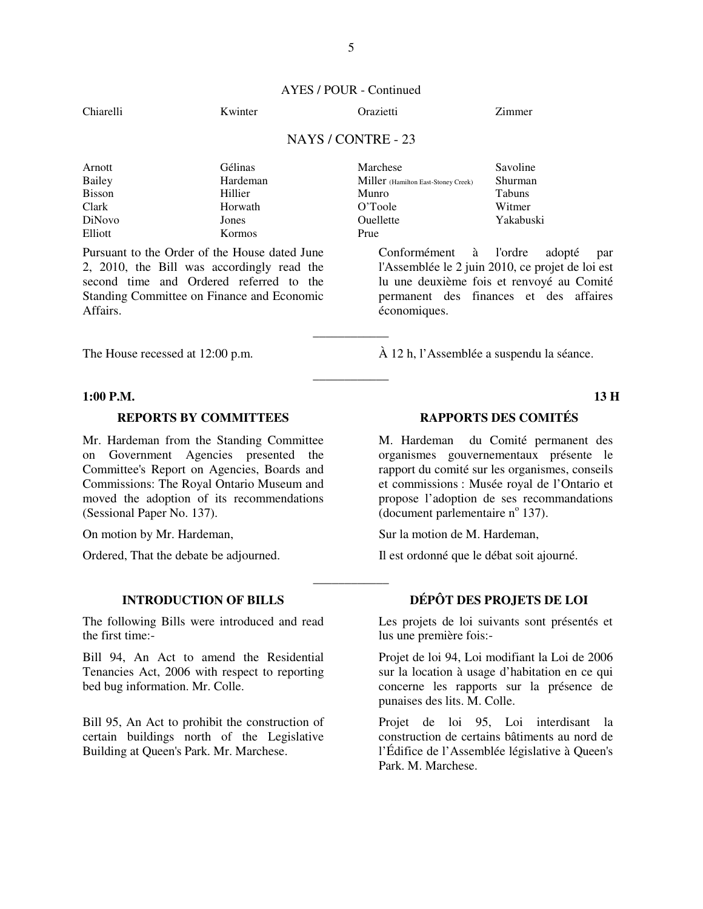AYES / POUR - Continued

| | | | |
|---|---|---|---|
| Chiarelli | Kwinter | Orazietti | Zimmer |

NAYS / CONTRE - 23

| | | | |
|---|---|---|---|
| Arnott | Gélinas | Marchese | Savoline |
| Bailey | Hardeman | Miller (Hamilton East-Stoney Creek) | Shurman |
| Bisson | Hillier | Munro | Tabuns |
| Clark | Horwath | O'Toole | Witmer |
| DiNovo | Jones | Ouellette | Yakabuski |
| Elliott | Kormos | Prue | |

Pursuant to the Order of the House dated June 2, 2010, the Bill was accordingly read the second time and Ordered referred to the Standing Committee on Finance and Economic Affairs.

Conformément à l'ordre adopté par l'Assemblée le 2 juin 2010, ce projet de loi est lu une deuxième fois et renvoyé au Comité permanent des finances et des affaires économiques.

---

The House recessed at 12:00 p.m.

À 12 h, l'Assemblée a suspendu la séance.

---

**1:00 P.M.** **13 H**

## REPORTS BY COMMITTEES

## RAPPORTS DES COMITÉS

Mr. Hardeman from the Standing Committee on Government Agencies presented the Committee's Report on Agencies, Boards and Commissions: The Royal Ontario Museum and moved the adoption of its recommendations (Sessional Paper No. 137).

M. Hardeman du Comité permanent des organismes gouvernementaux présente le rapport du comité sur les organismes, conseils et commissions : Musée royal de l'Ontario et propose l'adoption de ses recommandations (document parlementaire n° 137).

On motion by Mr. Hardeman,

Sur la motion de M. Hardeman,

Ordered, That the debate be adjourned.

Il est ordonné que le débat soit ajourné.

---

## INTRODUCTION OF BILLS

## DÉPÔT DES PROJETS DE LOI

The following Bills were introduced and read the first time:-

Les projets de loi suivants sont présentés et lus une première fois:-

Bill 94, An Act to amend the Residential Tenancies Act, 2006 with respect to reporting bed bug information. Mr. Colle.

Projet de loi 94, Loi modifiant la Loi de 2006 sur la location à usage d'habitation en ce qui concerne les rapports sur la présence de punaises des lits. M. Colle.

Bill 95, An Act to prohibit the construction of certain buildings north of the Legislative Building at Queen's Park. Mr. Marchese.

Projet de loi 95, Loi interdisant la construction de certains bâtiments au nord de l'Édifice de l'Assemblée législative à Queen's Park. M. Marchese.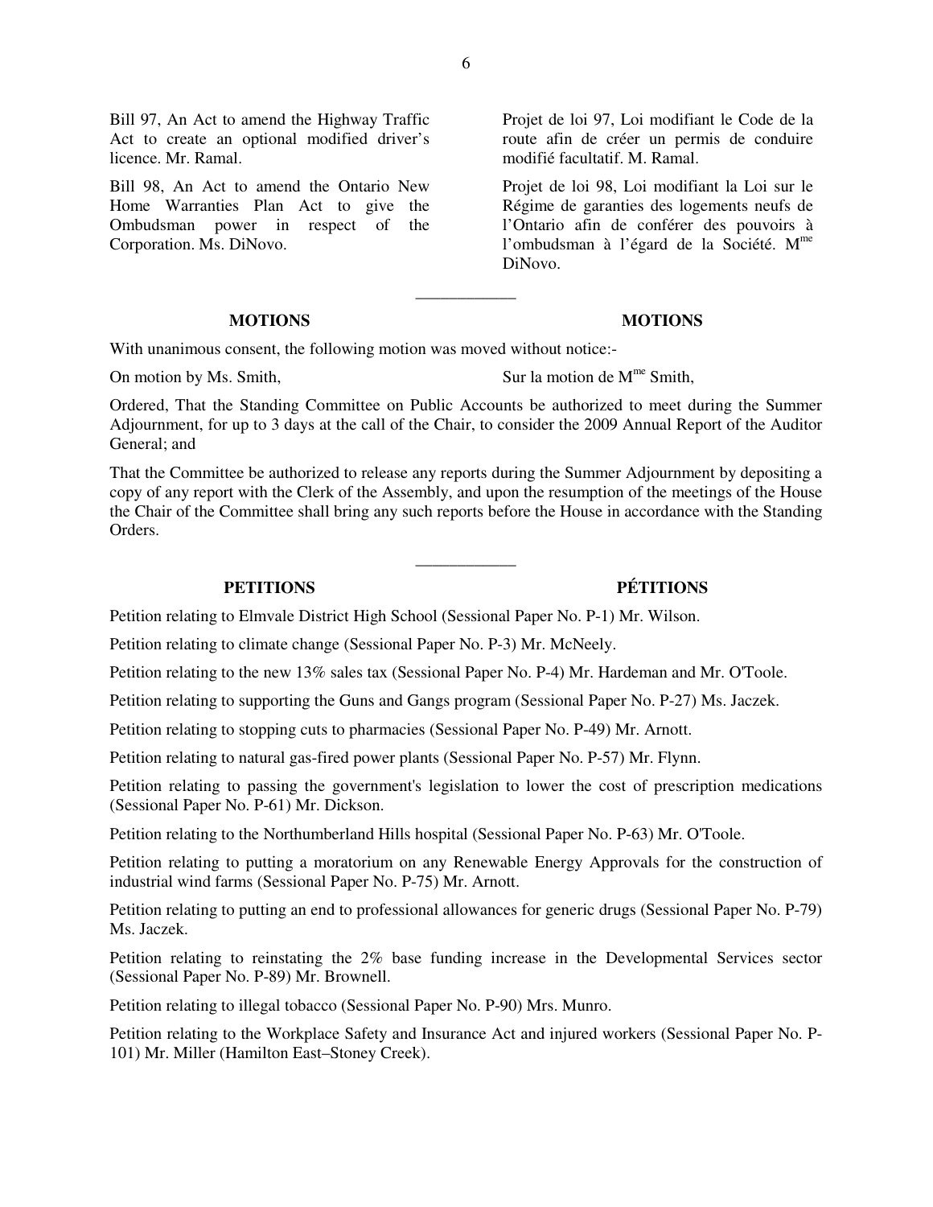Bill 97, An Act to amend the Highway Traffic Act to create an optional modified driver's licence. Mr. Ramal.

Projet de loi 97, Loi modifiant le Code de la route afin de créer un permis de conduire modifié facultatif. M. Ramal.

Bill 98, An Act to amend the Ontario New Home Warranties Plan Act to give the Ombudsman power in respect of the Corporation. Ms. DiNovo.

Projet de loi 98, Loi modifiant la Loi sur le Régime de garanties des logements neufs de l'Ontario afin de conférer des pouvoirs à l'ombudsman à l'égard de la Société. Mme DiNovo.

---

## MOTIONS / MOTIONS

With unanimous consent, the following motion was moved without notice:-

On motion by Ms. Smith,

Sur la motion de Mme Smith,

Ordered, That the Standing Committee on Public Accounts be authorized to meet during the Summer Adjournment, for up to 3 days at the call of the Chair, to consider the 2009 Annual Report of the Auditor General; and

That the Committee be authorized to release any reports during the Summer Adjournment by depositing a copy of any report with the Clerk of the Assembly, and upon the resumption of the meetings of the House the Chair of the Committee shall bring any such reports before the House in accordance with the Standing Orders.

---

## PETITIONS / PÉTITIONS

Petition relating to Elmvale District High School (Sessional Paper No. P-1) Mr. Wilson.

Petition relating to climate change (Sessional Paper No. P-3) Mr. McNeely.

Petition relating to the new 13% sales tax (Sessional Paper No. P-4) Mr. Hardeman and Mr. O'Toole.

Petition relating to supporting the Guns and Gangs program (Sessional Paper No. P-27) Ms. Jaczek.

Petition relating to stopping cuts to pharmacies (Sessional Paper No. P-49) Mr. Arnott.

Petition relating to natural gas-fired power plants (Sessional Paper No. P-57) Mr. Flynn.

Petition relating to passing the government's legislation to lower the cost of prescription medications (Sessional Paper No. P-61) Mr. Dickson.

Petition relating to the Northumberland Hills hospital (Sessional Paper No. P-63) Mr. O'Toole.

Petition relating to putting a moratorium on any Renewable Energy Approvals for the construction of industrial wind farms (Sessional Paper No. P-75) Mr. Arnott.

Petition relating to putting an end to professional allowances for generic drugs (Sessional Paper No. P-79) Ms. Jaczek.

Petition relating to reinstating the 2% base funding increase in the Developmental Services sector (Sessional Paper No. P-89) Mr. Brownell.

Petition relating to illegal tobacco (Sessional Paper No. P-90) Mrs. Munro.

Petition relating to the Workplace Safety and Insurance Act and injured workers (Sessional Paper No. P-101) Mr. Miller (Hamilton East–Stoney Creek).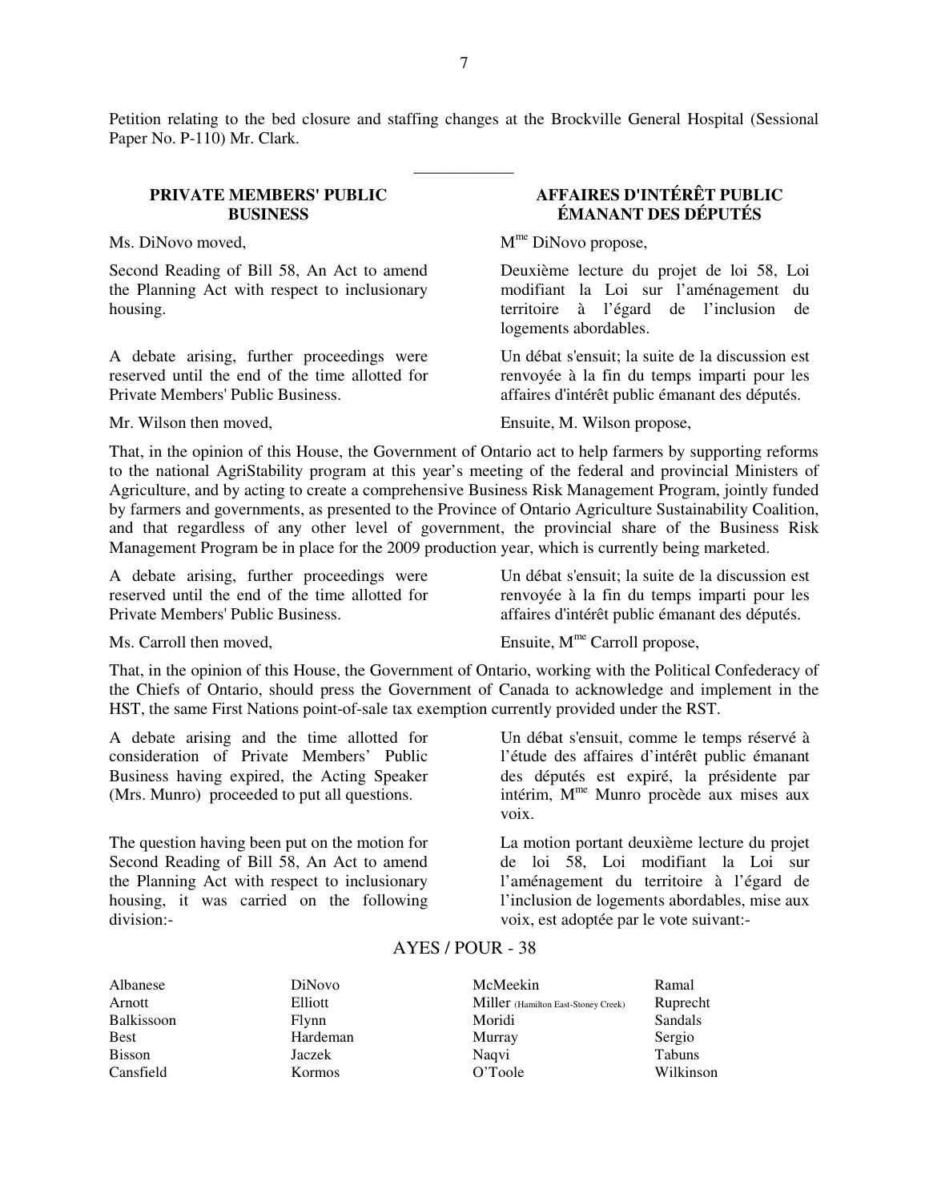Petition relating to the bed closure and staffing changes at the Brockville General Hospital (Sessional Paper No. P-110) Mr. Clark.

---

## PRIVATE MEMBERS' PUBLIC BUSINESS

## AFFAIRES D'INTÉRÊT PUBLIC ÉMANANT DES DÉPUTÉS

Ms. DiNovo moved,

Mme DiNovo propose,

Second Reading of Bill 58, An Act to amend the Planning Act with respect to inclusionary housing.

Deuxième lecture du projet de loi 58, Loi modifiant la Loi sur l'aménagement du territoire à l'égard de l'inclusion de logements abordables.

A debate arising, further proceedings were reserved until the end of the time allotted for Private Members' Public Business.

Un débat s'ensuit; la suite de la discussion est renvoyée à la fin du temps imparti pour les affaires d'intérêt public émanant des députés.

Mr. Wilson then moved,

Ensuite, M. Wilson propose,

That, in the opinion of this House, the Government of Ontario act to help farmers by supporting reforms to the national AgriStability program at this year's meeting of the federal and provincial Ministers of Agriculture, and by acting to create a comprehensive Business Risk Management Program, jointly funded by farmers and governments, as presented to the Province of Ontario Agriculture Sustainability Coalition, and that regardless of any other level of government, the provincial share of the Business Risk Management Program be in place for the 2009 production year, which is currently being marketed.

A debate arising, further proceedings were reserved until the end of the time allotted for Private Members' Public Business.

Un débat s'ensuit; la suite de la discussion est renvoyée à la fin du temps imparti pour les affaires d'intérêt public émanant des députés.

Ms. Carroll then moved,

Ensuite, Mme Carroll propose,

That, in the opinion of this House, the Government of Ontario, working with the Political Confederacy of the Chiefs of Ontario, should press the Government of Canada to acknowledge and implement in the HST, the same First Nations point-of-sale tax exemption currently provided under the RST.

A debate arising and the time allotted for consideration of Private Members' Public Business having expired, the Acting Speaker (Mrs. Munro) proceeded to put all questions.

Un débat s'ensuit, comme le temps réservé à l'étude des affaires d'intérêt public émanant des députés est expiré, la présidente par intérim, Mme Munro procède aux mises aux voix.

The question having been put on the motion for Second Reading of Bill 58, An Act to amend the Planning Act with respect to inclusionary housing, it was carried on the following division:-

La motion portant deuxième lecture du projet de loi 58, Loi modifiant la Loi sur l'aménagement du territoire à l'égard de l'inclusion de logements abordables, mise aux voix, est adoptée par le vote suivant:-

AYES / POUR - 38

| | | | |
|---|---|---|---|
| Albanese | DiNovo | McMeekin | Ramal |
| Arnott | Elliott | Miller (Hamilton East-Stoney Creek) | Ruprecht |
| Balkissoon | Flynn | Moridi | Sandals |
| Best | Hardeman | Murray | Sergio |
| Bisson | Jaczek | Naqvi | Tabuns |
| Cansfield | Kormos | O'Toole | Wilkinson |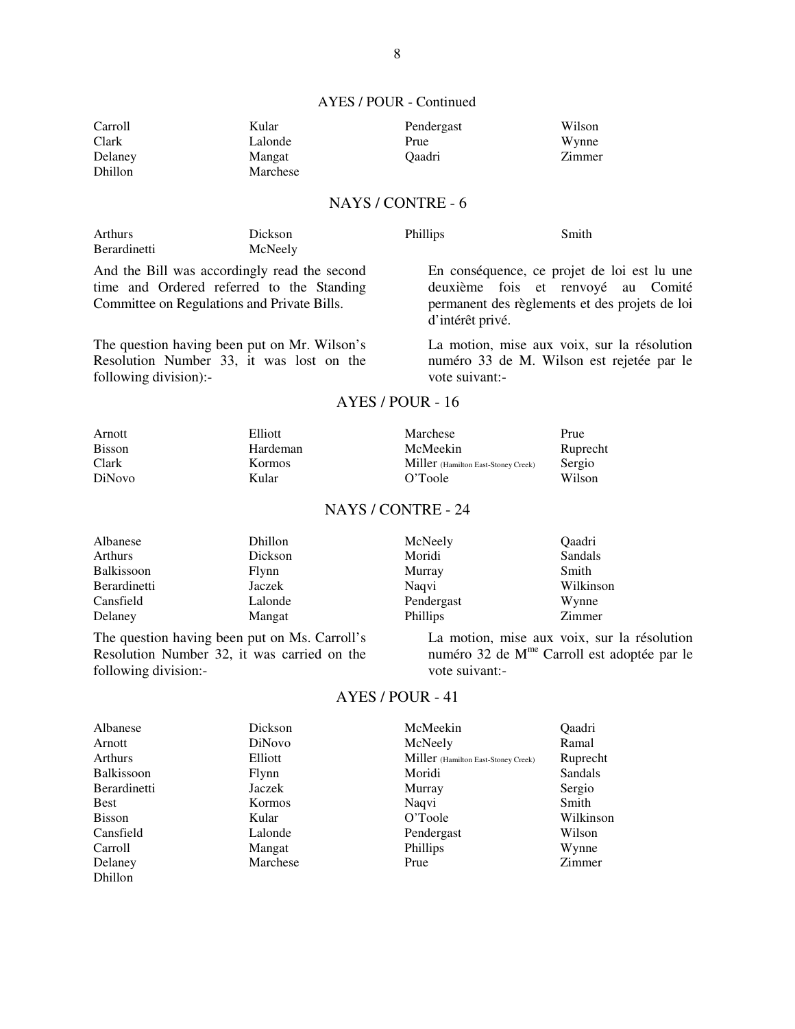## AYES / POUR - Continued

| | | | |
|---|---|---|---|
| Carroll | Kular | Pendergast | Wilson |
| Clark | Lalonde | Prue | Wynne |
| Delaney | Mangat | Qaadri | Zimmer |
| Dhillon | Marchese | | |

## NAYS / CONTRE - 6

| | | | |
|---|---|---|---|
| Arthurs | Dickson | Phillips | Smith |
| Berardinetti | McNeely | | |

And the Bill was accordingly read the second time and Ordered referred to the Standing Committee on Regulations and Private Bills.

En conséquence, ce projet de loi est lu une deuxième fois et renvoyé au Comité permanent des règlements et des projets de loi d'intérêt privé.

The question having been put on Mr. Wilson's Resolution Number 33, it was lost on the following division):-

La motion, mise aux voix, sur la résolution numéro 33 de M. Wilson est rejetée par le vote suivant:-

## AYES / POUR - 16

| | | | |
|---|---|---|---|
| Arnott | Elliott | Marchese | Prue |
| Bisson | Hardeman | McMeekin | Ruprecht |
| Clark | Kormos | Miller (Hamilton East-Stoney Creek) | Sergio |
| DiNovo | Kular | O'Toole | Wilson |

## NAYS / CONTRE - 24

| | | | |
|---|---|---|---|
| Albanese | Dhillon | McNeely | Qaadri |
| Arthurs | Dickson | Moridi | Sandals |
| Balkissoon | Flynn | Murray | Smith |
| Berardinetti | Jaczek | Naqvi | Wilkinson |
| Cansfield | Lalonde | Pendergast | Wynne |
| Delaney | Mangat | Phillips | Zimmer |

The question having been put on Ms. Carroll's Resolution Number 32, it was carried on the following division:-

La motion, mise aux voix, sur la résolution numéro 32 de M^me^ Carroll est adoptée par le vote suivant:-

## AYES / POUR - 41

| | | | |
|---|---|---|---|
| Albanese | Dickson | McMeekin | Qaadri |
| Arnott | DiNovo | McNeely | Ramal |
| Arthurs | Elliott | Miller (Hamilton East-Stoney Creek) | Ruprecht |
| Balkissoon | Flynn | Moridi | Sandals |
| Berardinetti | Jaczek | Murray | Sergio |
| Best | Kormos | Naqvi | Smith |
| Bisson | Kular | O'Toole | Wilkinson |
| Cansfield | Lalonde | Pendergast | Wilson |
| Carroll | Mangat | Phillips | Wynne |
| Delaney | Marchese | Prue | Zimmer |
| Dhillon | | | |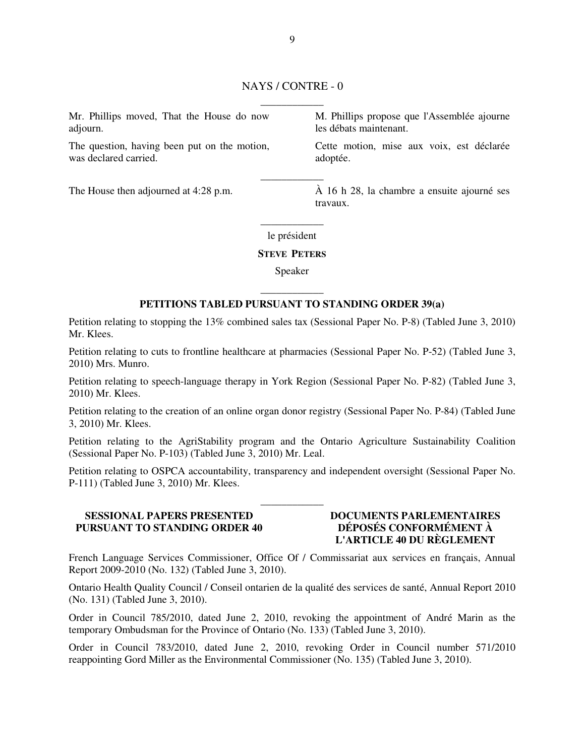NAYS / CONTRE - 0

---

Mr. Phillips moved, That the House do now adjourn.

M. Phillips propose que l'Assemblée ajourne les débats maintenant.

The question, having been put on the motion, was declared carried.

Cette motion, mise aux voix, est déclarée adoptée.

---

The House then adjourned at 4:28 p.m.

À 16 h 28, la chambre a ensuite ajourné ses travaux.

---

le président

**STEVE PETERS**

Speaker

---

**PETITIONS TABLED PURSUANT TO STANDING ORDER 39(a)**

Petition relating to stopping the 13% combined sales tax (Sessional Paper No. P-8) (Tabled June 3, 2010) Mr. Klees.

Petition relating to cuts to frontline healthcare at pharmacies (Sessional Paper No. P-52) (Tabled June 3, 2010) Mrs. Munro.

Petition relating to speech-language therapy in York Region (Sessional Paper No. P-82) (Tabled June 3, 2010) Mr. Klees.

Petition relating to the creation of an online organ donor registry (Sessional Paper No. P-84) (Tabled June 3, 2010) Mr. Klees.

Petition relating to the AgriStability program and the Ontario Agriculture Sustainability Coalition (Sessional Paper No. P-103) (Tabled June 3, 2010) Mr. Leal.

Petition relating to OSPCA accountability, transparency and independent oversight (Sessional Paper No. P-111) (Tabled June 3, 2010) Mr. Klees.

---

**SESSIONAL PAPERS PRESENTED PURSUANT TO STANDING ORDER 40**

**DOCUMENTS PARLEMENTAIRES DÉPOSÉS CONFORMÉMENT À L'ARTICLE 40 DU RÈGLEMENT**

French Language Services Commissioner, Office Of / Commissariat aux services en français, Annual Report 2009-2010 (No. 132) (Tabled June 3, 2010).

Ontario Health Quality Council / Conseil ontarien de la qualité des services de santé, Annual Report 2010 (No. 131) (Tabled June 3, 2010).

Order in Council 785/2010, dated June 2, 2010, revoking the appointment of André Marin as the temporary Ombudsman for the Province of Ontario (No. 133) (Tabled June 3, 2010).

Order in Council 783/2010, dated June 2, 2010, revoking Order in Council number 571/2010 reappointing Gord Miller as the Environmental Commissioner (No. 135) (Tabled June 3, 2010).